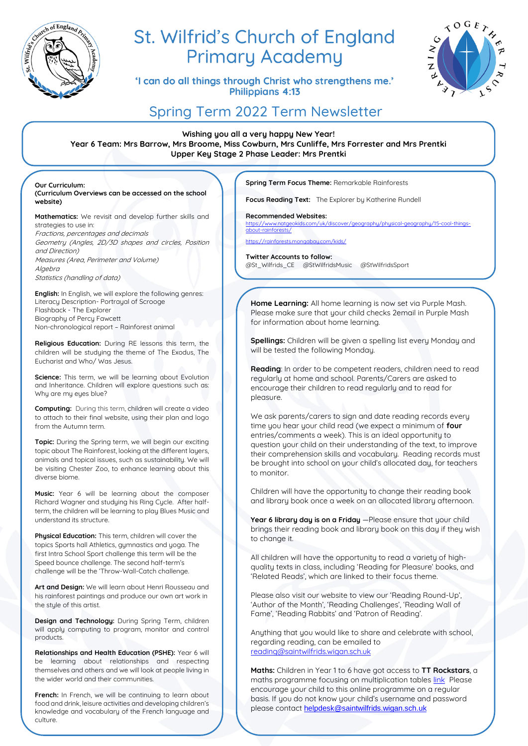# St. Wilfrid's Church of England Primary Academy

**'I can do all things through Christ who strengthens me.'**
**Philippians 4:13**

## Spring Term 2022 Term Newsletter

**Wishing you all a very happy New Year!**
**Year 6 Team: Mrs Barrow, Mrs Broome, Miss Cowburn, Mrs Cunliffe, Mrs Forrester and Mrs Prentki**
**Upper Key Stage 2 Phase Leader: Mrs Prentki**

**Our Curriculum:**
**(Curriculum Overviews can be accessed on the school website)**

**Mathematics:** We revisit and develop further skills and strategies to use in:
*Fractions, percentages and decimals*
*Geometry (Angles, 2D/3D shapes and circles, Position and Direction)*
*Measures (Area, Perimeter and Volume)*
*Algebra*
*Statistics (handling of data)*

**English:** In English, we will explore the following genres:
Literacy Description- Portrayal of Scrooge
Flashback - The Explorer
Biography of Percy Fawcett
Non-chronological report – Rainforest animal

**Religious Education:** During RE lessons this term, the children will be studying the theme of The Exodus, The Eucharist and Who/ Was Jesus.

**Science:** This term, we will be learning about Evolution and Inheritance. Children will explore questions such as: Why are my eyes blue?

**Computing:** During this term, children will create a video to attach to their final website, using their plan and logo from the Autumn term.

**Topic:** During the Spring term, we will begin our exciting topic about The Rainforest, looking at the different layers, animals and topical issues, such as sustainability. We will be visiting Chester Zoo, to enhance learning about this diverse biome.

**Music:** Year 6 will be learning about the composer Richard Wagner and studying his Ring Cycle. After half-term, the children will be learning to play Blues Music and understand its structure.

**Physical Education:** This term, children will cover the topics Sports hall Athletics, gymnastics and yoga. The first Intra School Sport challenge this term will be the Speed bounce challenge. The second half-term's challenge will be the 'Throw-Wall-Catch challenge.

**Art and Design:** We will learn about Henri Rousseau and his rainforest paintings and produce our own art work in the style of this artist.

**Design and Technology:** During Spring Term, children will apply computing to program, monitor and control products.

**Relationships and Health Education (PSHE):** Year 6 will be learning about relationships and respecting themselves and others and we will look at people living in the wider world and their communities.

**French:** In French, we will be continuing to learn about food and drink, leisure activities and developing children's knowledge and vocabulary of the French language and culture.

**Spring Term Focus Theme:** Remarkable Rainforests

**Focus Reading Text:** The Explorer by Katherine Rundell

**Recommended Websites:**
https://www.natgeokids.com/uk/discover/geography/physical-geography/15-cool-things-about-rainforests/
https://rainforests.mongabay.com/kids/

**Twitter Accounts to follow:**
@St_Wilfrids_CE @StWilfridsMusic @StWilfridsSport

**Home Learning:** All home learning is now set via Purple Mash. Please make sure that your child checks 2email in Purple Mash for information about home learning.

**Spellings:** Children will be given a spelling list every Monday and will be tested the following Monday.

**Reading**: In order to be competent readers, children need to read regularly at home and school. Parents/Carers are asked to encourage their children to read regularly and to read for pleasure.

We ask parents/carers to sign and date reading records every time you hear your child read (we expect a minimum of **four** entries/comments a week). This is an ideal opportunity to question your child on their understanding of the text, to improve their comprehension skills and vocabulary. Reading records must be brought into school on your child's allocated day, for teachers to monitor.

Children will have the opportunity to change their reading book and library book once a week on an allocated library afternoon.

**Year 6 library day is on a Friday** —Please ensure that your child brings their reading book and library book on this day if they wish to change it.

All children will have the opportunity to read a variety of high-quality texts in class, including 'Reading for Pleasure' books, and 'Related Reads', which are linked to their focus theme.

Please also visit our website to view our 'Reading Round-Up', 'Author of the Month', 'Reading Challenges', 'Reading Wall of Fame', 'Reading Rabbits' and 'Patron of Reading'.

Anything that you would like to share and celebrate with school, regarding reading, can be emailed to reading@saintwilfrids.wigan.sch.uk

**Maths:** Children in Year 1 to 6 have got access to **TT Rockstars**, a maths programme focusing on multiplication tables link Please encourage your child to this online programme on a regular basis. If you do not know your child's username and password please contact helpdesk@saintwilfrids.wigan.sch.uk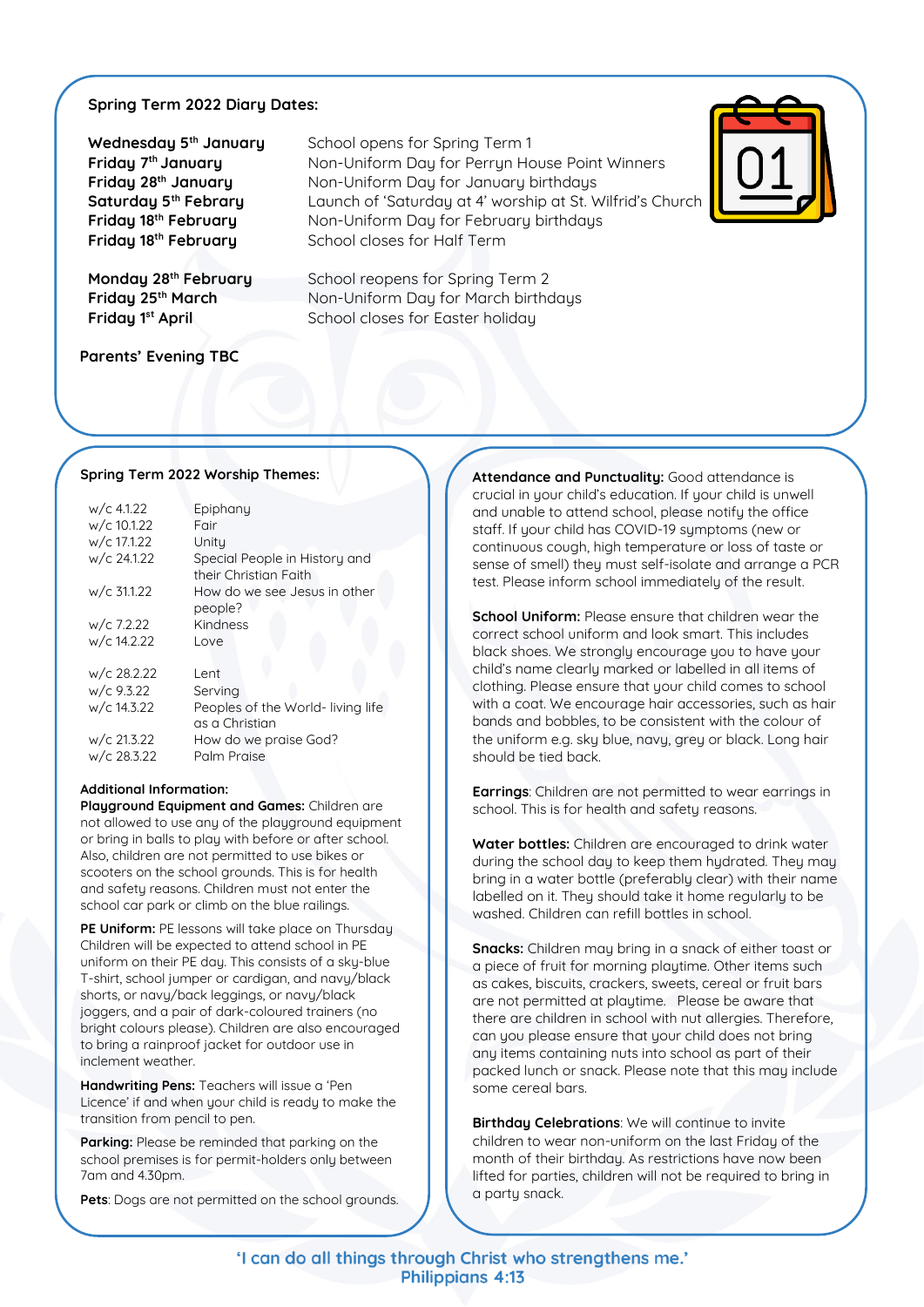## Spring Term 2022 Diary Dates:

| | |
|---|---|
| **Wednesday 5th January** | School opens for Spring Term 1 |
| **Friday 7th January** | Non-Uniform Day for Perryn House Point Winners |
| **Friday 28th January** | Non-Uniform Day for January birthdays |
| **Saturday 5th Febrary** | Launch of 'Saturday at 4' worship at St. Wilfrid's Church |
| **Friday 18th February** | Non-Uniform Day for February birthdays |
| **Friday 18th February** | School closes for Half Term |
| **Monday 28th February** | School reopens for Spring Term 2 |
| **Friday 25th March** | Non-Uniform Day for March birthdays |
| **Friday 1st April** | School closes for Easter holiday |

**Parents' Evening TBC**

## Spring Term 2022 Worship Themes:

| | |
|---|---|
| w/c 4.1.22 | Epiphany |
| w/c 10.1.22 | Fair |
| w/c 17.1.22 | Unity |
| w/c 24.1.22 | Special People in History and their Christian Faith |
| w/c 31.1.22 | How do we see Jesus in other people? |
| w/c 7.2.22 | Kindness |
| w/c 14.2.22 | Love |
| w/c 28.2.22 | Lent |
| w/c 9.3.22 | Serving |
| w/c 14.3.22 | Peoples of the World- living life as a Christian |
| w/c 21.3.22 | How do we praise God? |
| w/c 28.3.22 | Palm Praise |

**Additional Information:**

**Playground Equipment and Games:** Children are not allowed to use any of the playground equipment or bring in balls to play with before or after school. Also, children are not permitted to use bikes or scooters on the school grounds. This is for health and safety reasons. Children must not enter the school car park or climb on the blue railings.

**PE Uniform:** PE lessons will take place on Thursday Children will be expected to attend school in PE uniform on their PE day. This consists of a sky-blue T-shirt, school jumper or cardigan, and navy/black shorts, or navy/back leggings, or navy/black joggers, and a pair of dark-coloured trainers (no bright colours please). Children are also encouraged to bring a rainproof jacket for outdoor use in inclement weather.

**Handwriting Pens:** Teachers will issue a 'Pen Licence' if and when your child is ready to make the transition from pencil to pen.

**Parking:** Please be reminded that parking on the school premises is for permit-holders only between 7am and 4.30pm.

**Pets**: Dogs are not permitted on the school grounds.

**Attendance and Punctuality:** Good attendance is crucial in your child's education. If your child is unwell and unable to attend school, please notify the office staff. If your child has COVID-19 symptoms (new or continuous cough, high temperature or loss of taste or sense of smell) they must self-isolate and arrange a PCR test. Please inform school immediately of the result.

**School Uniform:** Please ensure that children wear the correct school uniform and look smart. This includes black shoes. We strongly encourage you to have your child's name clearly marked or labelled in all items of clothing. Please ensure that your child comes to school with a coat. We encourage hair accessories, such as hair bands and bobbles, to be consistent with the colour of the uniform e.g. sky blue, navy, grey or black. Long hair should be tied back.

**Earrings**: Children are not permitted to wear earrings in school. This is for health and safety reasons.

**Water bottles:** Children are encouraged to drink water during the school day to keep them hydrated. They may bring in a water bottle (preferably clear) with their name labelled on it. They should take it home regularly to be washed. Children can refill bottles in school.

**Snacks:** Children may bring in a snack of either toast or a piece of fruit for morning playtime. Other items such as cakes, biscuits, crackers, sweets, cereal or fruit bars are not permitted at playtime. Please be aware that there are children in school with nut allergies. Therefore, can you please ensure that your child does not bring any items containing nuts into school as part of their packed lunch or snack. Please note that this may include some cereal bars.

**Birthday Celebrations**: We will continue to invite children to wear non-uniform on the last Friday of the month of their birthday. As restrictions have now been lifted for parties, children will not be required to bring in a party snack.

**'I can do all things through Christ who strengthens me.'**
**Philippians 4:13**